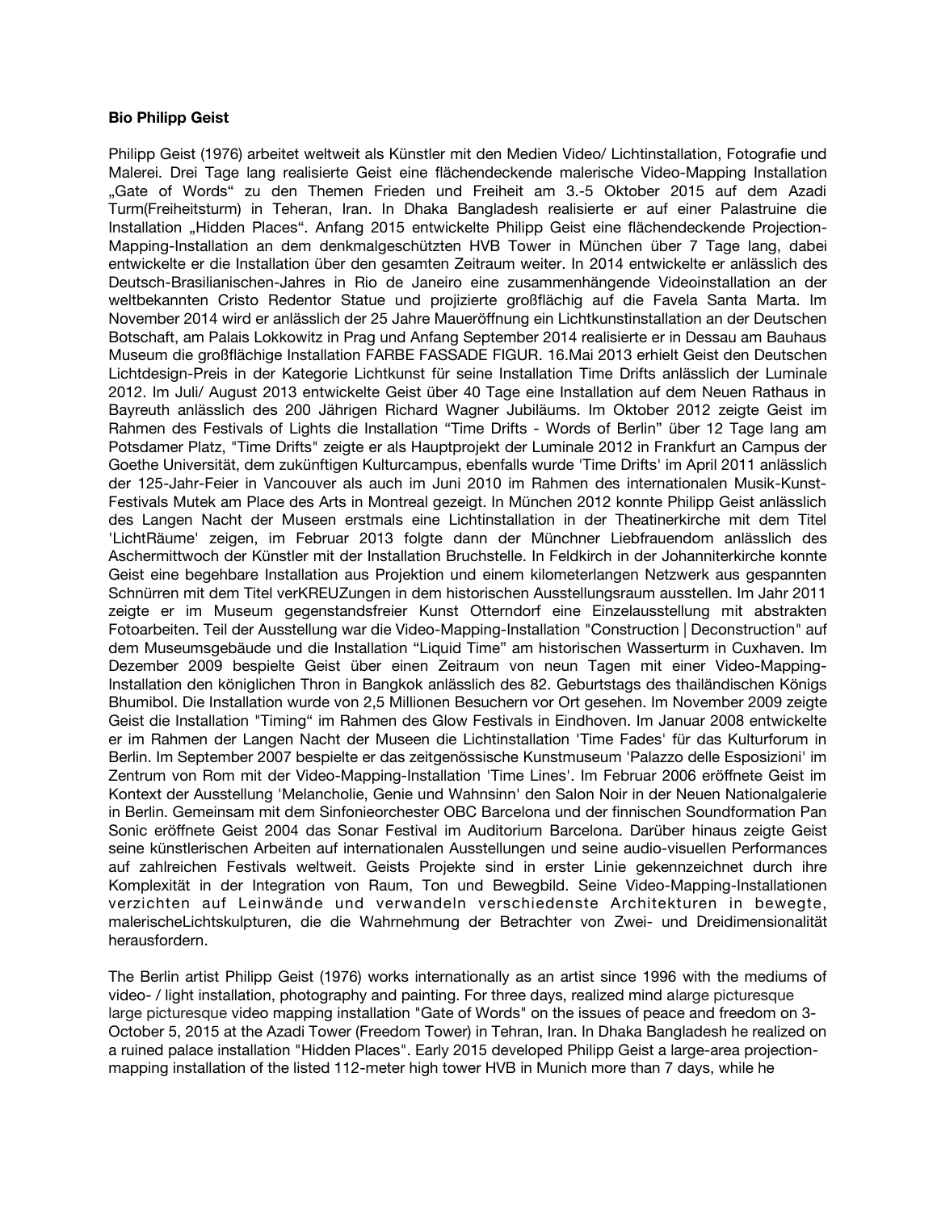**Bio Philipp Geist**

Philipp Geist (1976) arbeitet weltweit als Künstler mit den Medien Video/ Lichtinstallation, Fotografie und Malerei. Drei Tage lang realisierte Geist eine flächendeckende malerische Video-Mapping Installation „Gate of Words" zu den Themen Frieden und Freiheit am 3.-5 Oktober 2015 auf dem Azadi Turm(Freiheitsturm) in Teheran, Iran. In Dhaka Bangladesh realisierte er auf einer Palastruine die Installation „Hidden Places". Anfang 2015 entwickelte Philipp Geist eine flächendeckende Projection-Mapping-Installation an dem denkmalgeschützten HVB Tower in München über 7 Tage lang, dabei entwickelte er die Installation über den gesamten Zeitraum weiter. In 2014 entwickelte er anlässlich des Deutsch-Brasilianischen-Jahres in Rio de Janeiro eine zusammenhängende Videoinstallation an der weltbekannten Cristo Redentor Statue und projizierte großflächig auf die Favela Santa Marta. Im November 2014 wird er anlässlich der 25 Jahre Maueröffnung ein Lichtkunstinstallation an der Deutschen Botschaft, am Palais Lokkowitz in Prag und Anfang September 2014 realisierte er in Dessau am Bauhaus Museum die großflächige Installation FARBE FASSADE FIGUR. 16.Mai 2013 erhielt Geist den Deutschen Lichtdesign-Preis in der Kategorie Lichtkunst für seine Installation Time Drifts anlässlich der Luminale 2012. Im Juli/ August 2013 entwickelte Geist über 40 Tage eine Installation auf dem Neuen Rathaus in Bayreuth anlässlich des 200 Jährigen Richard Wagner Jubiläums. Im Oktober 2012 zeigte Geist im Rahmen des Festivals of Lights die Installation "Time Drifts - Words of Berlin" über 12 Tage lang am Potsdamer Platz, "Time Drifts" zeigte er als Hauptprojekt der Luminale 2012 in Frankfurt an Campus der Goethe Universität, dem zukünftigen Kulturcampus, ebenfalls wurde 'Time Drifts' im April 2011 anlässlich der 125-Jahr-Feier in Vancouver als auch im Juni 2010 im Rahmen des internationalen Musik-Kunst-Festivals Mutek am Place des Arts in Montreal gezeigt. In München 2012 konnte Philipp Geist anlässlich des Langen Nacht der Museen erstmals eine Lichtinstallation in der Theatinerkirche mit dem Titel 'LichtRäume' zeigen, im Februar 2013 folgte dann der Münchner Liebfrauendom anlässlich des Aschermittwoch der Künstler mit der Installation Bruchstelle. In Feldkirch in der Johanniterkirche konnte Geist eine begehbare Installation aus Projektion und einem kilometerlangen Netzwerk aus gespannten Schnürren mit dem Titel verKREUZungen in dem historischen Ausstellungsraum ausstellen. Im Jahr 2011 zeigte er im Museum gegenstandsfreier Kunst Otterndorf eine Einzelausstellung mit abstrakten Fotoarbeiten. Teil der Ausstellung war die Video-Mapping-Installation "Construction | Deconstruction" auf dem Museumsgebäude und die Installation "Liquid Time" am historischen Wasserturm in Cuxhaven. Im Dezember 2009 bespielte Geist über einen Zeitraum von neun Tagen mit einer Video-Mapping-Installation den königlichen Thron in Bangkok anlässlich des 82. Geburtstags des thailändischen Königs Bhumibol. Die Installation wurde von 2,5 Millionen Besuchern vor Ort gesehen. Im November 2009 zeigte Geist die Installation "Timing" im Rahmen des Glow Festivals in Eindhoven. Im Januar 2008 entwickelte er im Rahmen der Langen Nacht der Museen die Lichtinstallation 'Time Fades' für das Kulturforum in Berlin. Im September 2007 bespielte er das zeitgenössische Kunstmuseum 'Palazzo delle Esposizioni' im Zentrum von Rom mit der Video-Mapping-Installation 'Time Lines'. Im Februar 2006 eröffnete Geist im Kontext der Ausstellung 'Melancholie, Genie und Wahnsinn' den Salon Noir in der Neuen Nationalgalerie in Berlin. Gemeinsam mit dem Sinfonieorchester OBC Barcelona und der finnischen Soundformation Pan Sonic eröffnete Geist 2004 das Sonar Festival im Auditorium Barcelona. Darüber hinaus zeigte Geist seine künstlerischen Arbeiten auf internationalen Ausstellungen und seine audio-visuellen Performances auf zahlreichen Festivals weltweit. Geists Projekte sind in erster Linie gekennzeichnet durch ihre Komplexität in der Integration von Raum, Ton und Bewegbild. Seine Video-Mapping-Installationen verzichten auf Leinwände und verwandeln verschiedenste Architekturen in bewegte, malerischeLichtskulpturen, die die Wahrnehmung der Betrachter von Zwei- und Dreidimensionalität herausfordern.

The Berlin artist Philipp Geist (1976) works internationally as an artist since 1996 with the mediums of video- / light installation, photography and painting. For three days, realized mind alarge picturesque large picturesque video mapping installation "Gate of Words" on the issues of peace and freedom on 3-October 5, 2015 at the Azadi Tower (Freedom Tower) in Tehran, Iran. In Dhaka Bangladesh he realized on a ruined palace installation "Hidden Places". Early 2015 developed Philipp Geist a large-area projection-mapping installation of the listed 112-meter high tower HVB in Munich more than 7 days, while he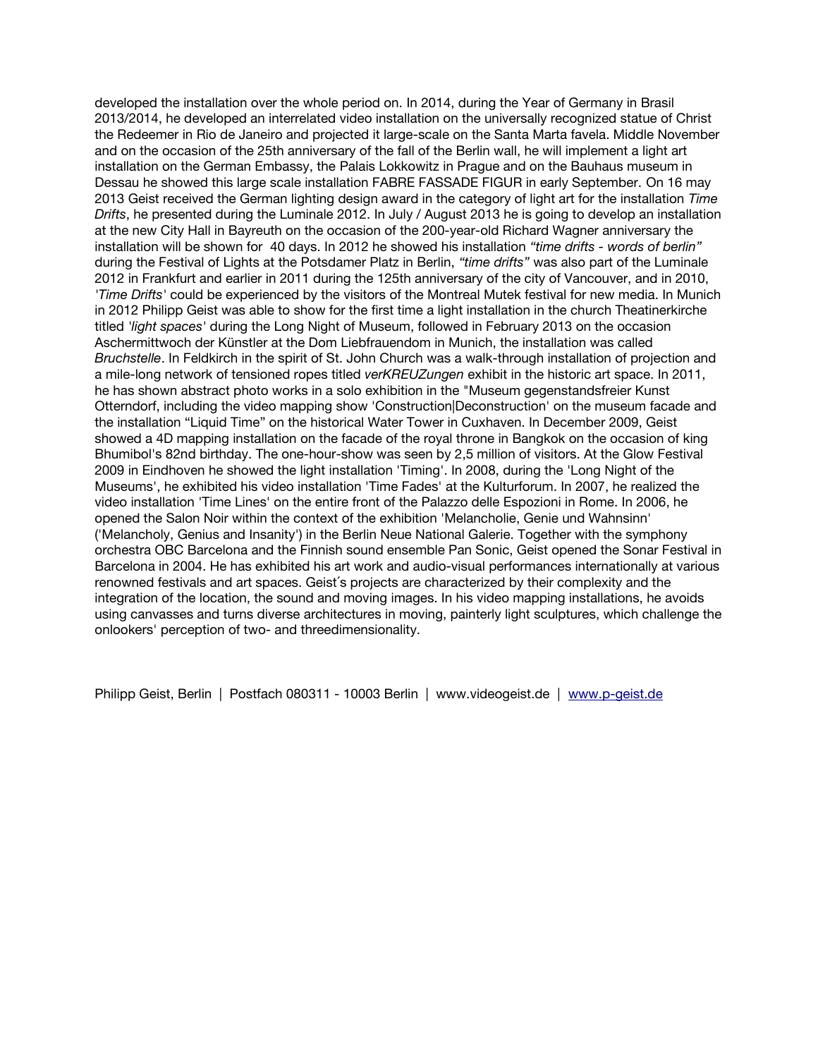developed the installation over the whole period on. In 2014, during the Year of Germany in Brasil 2013/2014, he developed an interrelated video installation on the universally recognized statue of Christ the Redeemer in Rio de Janeiro and projected it large-scale on the Santa Marta favela. Middle November and on the occasion of the 25th anniversary of the fall of the Berlin wall, he will implement a light art installation on the German Embassy, the Palais Lokkowitz in Prague and on the Bauhaus museum in Dessau he showed this large scale installation FABRE FASSADE FIGUR in early September. On 16 may 2013 Geist received the German lighting design award in the category of light art for the installation *Time Drifts*, he presented during the Luminale 2012. In July / August 2013 he is going to develop an installation at the new City Hall in Bayreuth on the occasion of the 200-year-old Richard Wagner anniversary the installation will be shown for 40 days. In 2012 he showed his installation *“time drifts - words of berlin”* during the Festival of Lights at the Potsdamer Platz in Berlin, *“time drifts”* was also part of the Luminale 2012 in Frankfurt and earlier in 2011 during the 125th anniversary of the city of Vancouver, and in 2010, *'Time Drifts'* could be experienced by the visitors of the Montreal Mutek festival for new media. In Munich in 2012 Philipp Geist was able to show for the first time a light installation in the church Theatinerkirche titled *'light spaces'* during the Long Night of Museum, followed in February 2013 on the occasion Aschermittwoch der Künstler at the Dom Liebfrauendom in Munich, the installation was called *Bruchstelle*. In Feldkirch in the spirit of St. John Church was a walk-through installation of projection and a mile-long network of tensioned ropes titled *verKREUZungen* exhibit in the historic art space. In 2011, he has shown abstract photo works in a solo exhibition in the "Museum gegenstandsfreier Kunst Otterndorf, including the video mapping show 'Construction|Deconstruction' on the museum facade and the installation “Liquid Time” on the historical Water Tower in Cuxhaven. In December 2009, Geist showed a 4D mapping installation on the facade of the royal throne in Bangkok on the occasion of king Bhumibol's 82nd birthday. The one-hour-show was seen by 2,5 million of visitors. At the Glow Festival 2009 in Eindhoven he showed the light installation 'Timing'. In 2008, during the 'Long Night of the Museums', he exhibited his video installation 'Time Fades' at the Kulturforum. In 2007, he realized the video installation 'Time Lines' on the entire front of the Palazzo delle Espozioni in Rome. In 2006, he opened the Salon Noir within the context of the exhibition 'Melancholie, Genie und Wahnsinn' ('Melancholy, Genius and Insanity') in the Berlin Neue National Galerie. Together with the symphony orchestra OBC Barcelona and the Finnish sound ensemble Pan Sonic, Geist opened the Sonar Festival in Barcelona in 2004. He has exhibited his art work and audio-visual performances internationally at various renowned festivals and art spaces. Geist´s projects are characterized by their complexity and the integration of the location, the sound and moving images. In his video mapping installations, he avoids using canvasses and turns diverse architectures in moving, painterly light sculptures, which challenge the onlookers' perception of two- and threedimensionality.

Philipp Geist, Berlin | Postfach 080311 - 10003 Berlin | www.videogeist.de | www.p-geist.de